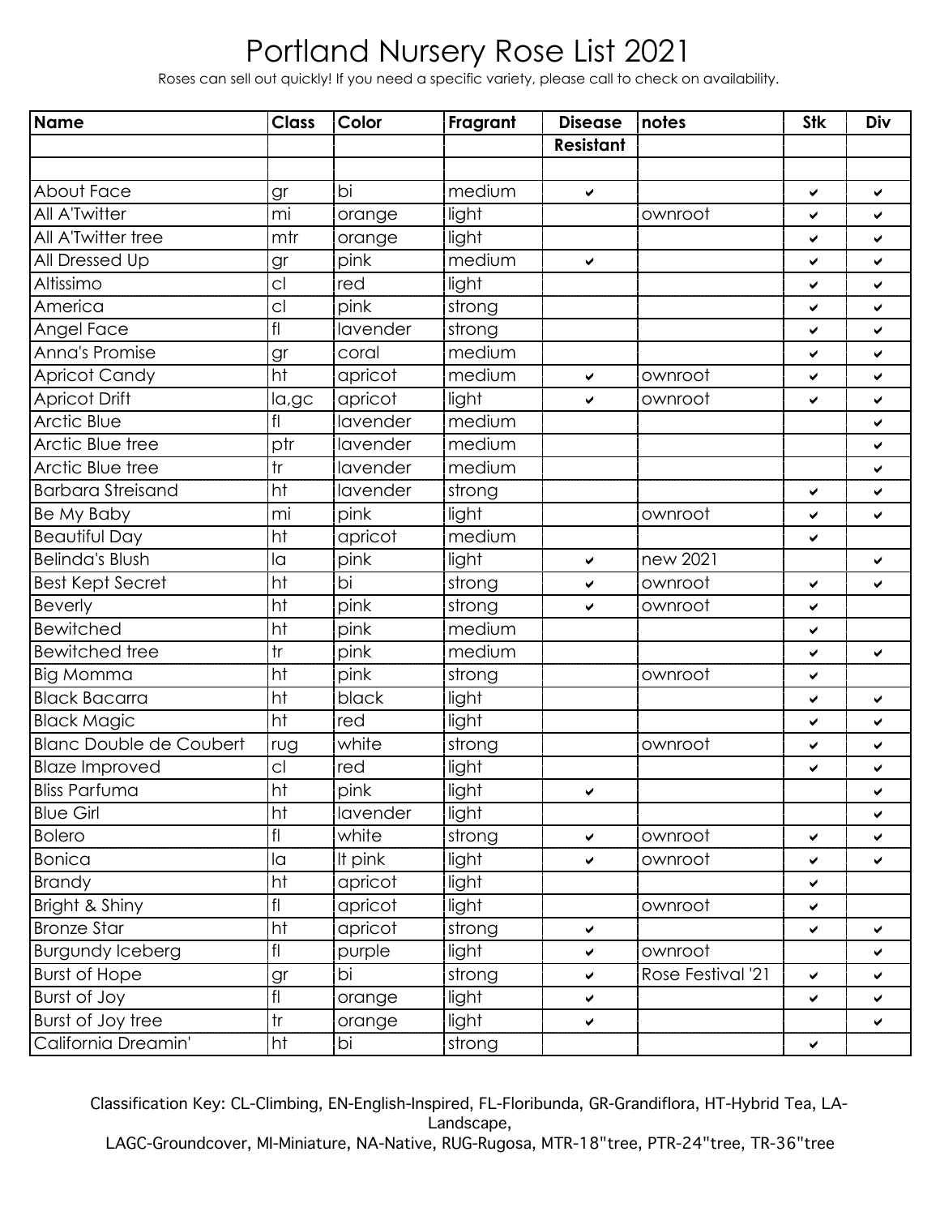# Portland Nursery Rose List 2021

Roses can sell out quickly! If you need a specific variety, please call to check on availability.

| Name | Class | Color | Fragrant | Disease Resistant | notes | Stk | Div |
|---|---|---|---|---|---|---|---|
| About Face | gr | bi | medium | ✔ | | ✔ | ✔ |
| All A'Twitter | mi | orange | light | | ownroot | ✔ | ✔ |
| All A'Twitter tree | mtr | orange | light | | | ✔ | ✔ |
| All Dressed Up | gr | pink | medium | ✔ | | ✔ | ✔ |
| Altissimo | cl | red | light | | | ✔ | ✔ |
| America | cl | pink | strong | | | ✔ | ✔ |
| Angel Face | fl | lavender | strong | | | ✔ | ✔ |
| Anna's Promise | gr | coral | medium | | | ✔ | ✔ |
| Apricot Candy | ht | apricot | medium | ✔ | ownroot | ✔ | ✔ |
| Apricot Drift | la,gc | apricot | light | ✔ | ownroot | ✔ | ✔ |
| Arctic Blue | fl | lavender | medium | | | | ✔ |
| Arctic Blue tree | ptr | lavender | medium | | | | ✔ |
| Arctic Blue tree | tr | lavender | medium | | | | ✔ |
| Barbara Streisand | ht | lavender | strong | | | ✔ | ✔ |
| Be My Baby | mi | pink | light | | ownroot | ✔ | ✔ |
| Beautiful Day | ht | apricot | medium | | | ✔ | |
| Belinda's Blush | la | pink | light | ✔ | new 2021 | | ✔ |
| Best Kept Secret | ht | bi | strong | ✔ | ownroot | ✔ | ✔ |
| Beverly | ht | pink | strong | ✔ | ownroot | ✔ | |
| Bewitched | ht | pink | medium | | | ✔ | |
| Bewitched tree | tr | pink | medium | | | ✔ | ✔ |
| Big Momma | ht | pink | strong | | ownroot | ✔ | |
| Black Bacarra | ht | black | light | | | ✔ | ✔ |
| Black Magic | ht | red | light | | | ✔ | ✔ |
| Blanc Double de Coubert | rug | white | strong | | ownroot | ✔ | ✔ |
| Blaze Improved | cl | red | light | | | ✔ | ✔ |
| Bliss Parfuma | ht | pink | light | ✔ | | | ✔ |
| Blue Girl | ht | lavender | light | | | | ✔ |
| Bolero | fl | white | strong | ✔ | ownroot | ✔ | ✔ |
| Bonica | la | lt pink | light | ✔ | ownroot | ✔ | ✔ |
| Brandy | ht | apricot | light | | | ✔ | |
| Bright & Shiny | fl | apricot | light | | ownroot | ✔ | |
| Bronze Star | ht | apricot | strong | ✔ | | ✔ | ✔ |
| Burgundy Iceberg | fl | purple | light | ✔ | ownroot | | ✔ |
| Burst of Hope | gr | bi | strong | ✔ | Rose Festival '21 | ✔ | ✔ |
| Burst of Joy | fl | orange | light | ✔ | | ✔ | ✔ |
| Burst of Joy tree | tr | orange | light | ✔ | | | ✔ |
| California Dreamin' | ht | bi | strong | | | ✔ | |

Classification Key: CL-Climbing, EN-English-Inspired, FL-Floribunda, GR-Grandiflora, HT-Hybrid Tea, LA-Landscape,
LAGC-Groundcover, MI-Miniature, NA-Native, RUG-Rugosa, MTR-18"tree, PTR-24"tree, TR-36"tree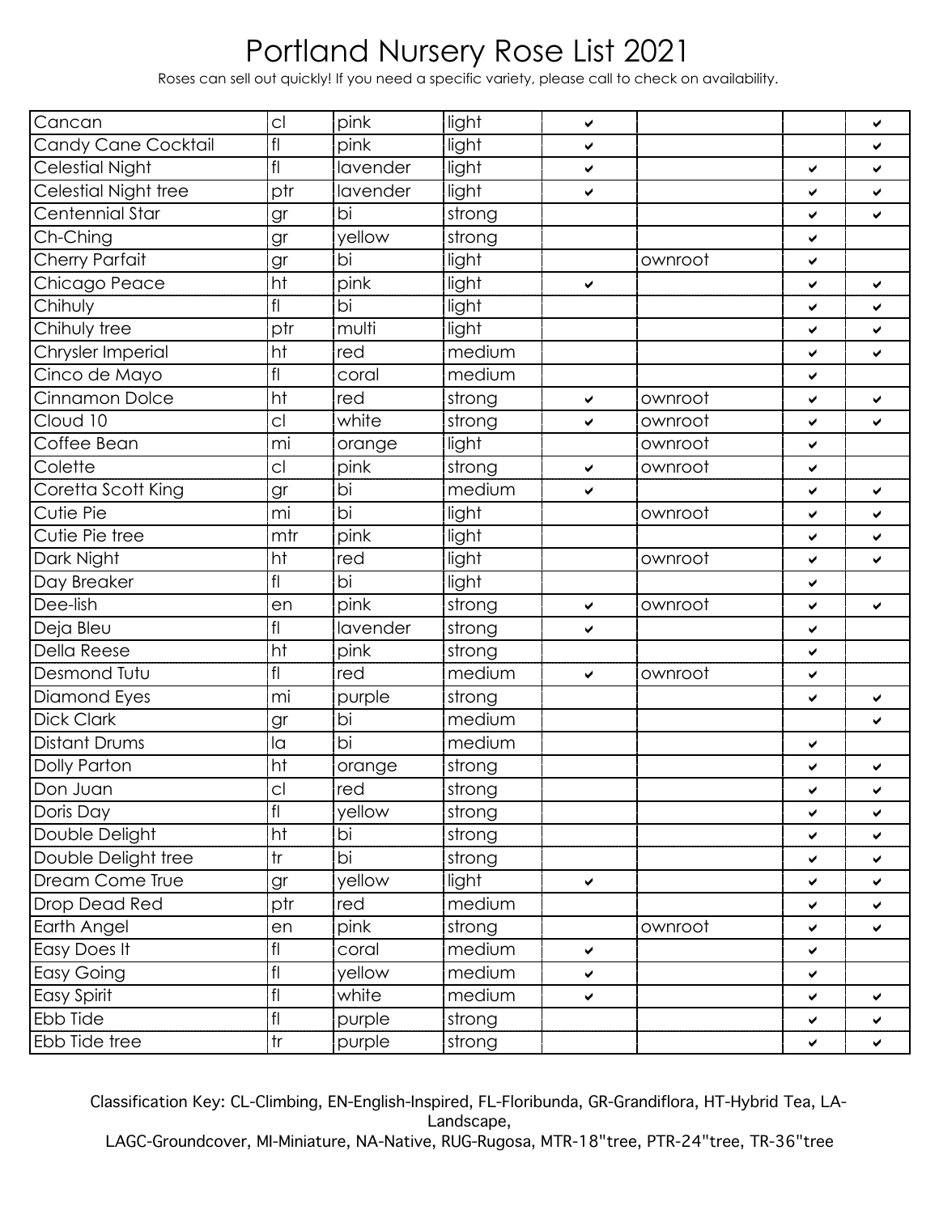# Portland Nursery Rose List 2021

Roses can sell out quickly! If you need a specific variety, please call to check on availability.

| | | | | | | | |
|---|---|---|---|---|---|---|---|
| Cancan | cl | pink | light | ✔ | | | ✔ |
| Candy Cane Cocktail | fl | pink | light | ✔ | | | ✔ |
| Celestial Night | fl | lavender | light | ✔ | | ✔ | ✔ |
| Celestial Night tree | ptr | lavender | light | ✔ | | ✔ | ✔ |
| Centennial Star | gr | bi | strong | | | ✔ | ✔ |
| Ch-Ching | gr | yellow | strong | | | ✔ | |
| Cherry Parfait | gr | bi | light | | ownroot | ✔ | |
| Chicago Peace | ht | pink | light | ✔ | | ✔ | ✔ |
| Chihuly | fl | bi | light | | | ✔ | ✔ |
| Chihuly tree | ptr | multi | light | | | ✔ | ✔ |
| Chrysler Imperial | ht | red | medium | | | ✔ | ✔ |
| Cinco de Mayo | fl | coral | medium | | | ✔ | |
| Cinnamon Dolce | ht | red | strong | ✔ | ownroot | ✔ | ✔ |
| Cloud 10 | cl | white | strong | ✔ | ownroot | ✔ | ✔ |
| Coffee Bean | mi | orange | light | | ownroot | ✔ | |
| Colette | cl | pink | strong | ✔ | ownroot | ✔ | |
| Coretta Scott King | gr | bi | medium | ✔ | | ✔ | ✔ |
| Cutie Pie | mi | bi | light | | ownroot | ✔ | ✔ |
| Cutie Pie tree | mtr | pink | light | | | ✔ | ✔ |
| Dark Night | ht | red | light | | ownroot | ✔ | ✔ |
| Day Breaker | fl | bi | light | | | ✔ | |
| Dee-lish | en | pink | strong | ✔ | ownroot | ✔ | ✔ |
| Deja Bleu | fl | lavender | strong | ✔ | | ✔ | |
| Della Reese | ht | pink | strong | | | ✔ | |
| Desmond Tutu | fl | red | medium | ✔ | ownroot | ✔ | |
| Diamond Eyes | mi | purple | strong | | | ✔ | ✔ |
| Dick Clark | gr | bi | medium | | | | ✔ |
| Distant Drums | la | bi | medium | | | ✔ | |
| Dolly Parton | ht | orange | strong | | | ✔ | ✔ |
| Don Juan | cl | red | strong | | | ✔ | ✔ |
| Doris Day | fl | yellow | strong | | | ✔ | ✔ |
| Double Delight | ht | bi | strong | | | ✔ | ✔ |
| Double Delight tree | tr | bi | strong | | | ✔ | ✔ |
| Dream Come True | gr | yellow | light | ✔ | | ✔ | ✔ |
| Drop Dead Red | ptr | red | medium | | | ✔ | ✔ |
| Earth Angel | en | pink | strong | | ownroot | ✔ | ✔ |
| Easy Does It | fl | coral | medium | ✔ | | ✔ | |
| Easy Going | fl | yellow | medium | ✔ | | ✔ | |
| Easy Spirit | fl | white | medium | ✔ | | ✔ | ✔ |
| Ebb Tide | fl | purple | strong | | | ✔ | ✔ |
| Ebb Tide tree | tr | purple | strong | | | ✔ | ✔ |

Classification Key: CL-Climbing, EN-English-Inspired, FL-Floribunda, GR-Grandiflora, HT-Hybrid Tea, LA-Landscape,
LAGC-Groundcover, MI-Miniature, NA-Native, RUG-Rugosa, MTR-18"tree, PTR-24"tree, TR-36"tree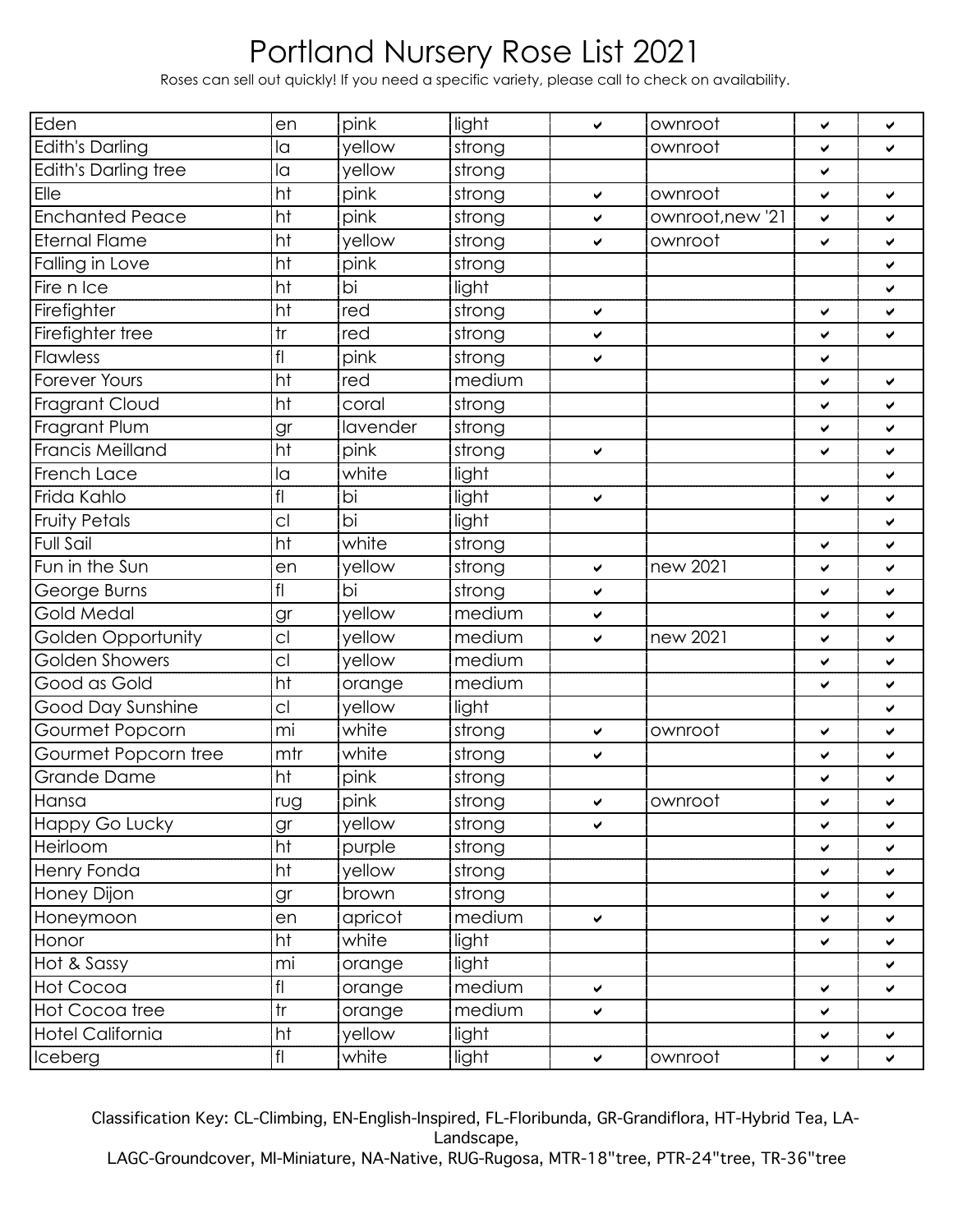# Portland Nursery Rose List 2021

Roses can sell out quickly! If you need a specific variety, please call to check on availability.

| | | | | | | | |
|---|---|---|---|---|---|---|---|
| Eden | en | pink | light | ✔ | ownroot | ✔ | ✔ |
| Edith's Darling | la | yellow | strong | | ownroot | ✔ | ✔ |
| Edith's Darling tree | la | yellow | strong | | | ✔ | |
| Elle | ht | pink | strong | ✔ | ownroot | ✔ | ✔ |
| Enchanted Peace | ht | pink | strong | ✔ | ownroot,new '21 | ✔ | ✔ |
| Eternal Flame | ht | yellow | strong | ✔ | ownroot | ✔ | ✔ |
| Falling in Love | ht | pink | strong | | | | ✔ |
| Fire n Ice | ht | bi | light | | | | ✔ |
| Firefighter | ht | red | strong | ✔ | | ✔ | ✔ |
| Firefighter tree | tr | red | strong | ✔ | | ✔ | ✔ |
| Flawless | fl | pink | strong | ✔ | | ✔ | |
| Forever Yours | ht | red | medium | | | ✔ | ✔ |
| Fragrant Cloud | ht | coral | strong | | | ✔ | ✔ |
| Fragrant Plum | gr | lavender | strong | | | ✔ | ✔ |
| Francis Meilland | ht | pink | strong | ✔ | | ✔ | ✔ |
| French Lace | la | white | light | | | | ✔ |
| Frida Kahlo | fl | bi | light | ✔ | | ✔ | ✔ |
| Fruity Petals | cl | bi | light | | | | ✔ |
| Full Sail | ht | white | strong | | | ✔ | ✔ |
| Fun in the Sun | en | yellow | strong | ✔ | new 2021 | ✔ | ✔ |
| George Burns | fl | bi | strong | ✔ | | ✔ | ✔ |
| Gold Medal | gr | yellow | medium | ✔ | | ✔ | ✔ |
| Golden Opportunity | cl | yellow | medium | ✔ | new 2021 | ✔ | ✔ |
| Golden Showers | cl | yellow | medium | | | ✔ | ✔ |
| Good as Gold | ht | orange | medium | | | ✔ | ✔ |
| Good Day Sunshine | cl | yellow | light | | | | ✔ |
| Gourmet Popcorn | mi | white | strong | ✔ | ownroot | ✔ | ✔ |
| Gourmet Popcorn tree | mtr | white | strong | ✔ | | ✔ | ✔ |
| Grande Dame | ht | pink | strong | | | ✔ | ✔ |
| Hansa | rug | pink | strong | ✔ | ownroot | ✔ | ✔ |
| Happy Go Lucky | gr | yellow | strong | ✔ | | ✔ | ✔ |
| Heirloom | ht | purple | strong | | | ✔ | ✔ |
| Henry Fonda | ht | yellow | strong | | | ✔ | ✔ |
| Honey Dijon | gr | brown | strong | | | ✔ | ✔ |
| Honeymoon | en | apricot | medium | ✔ | | ✔ | ✔ |
| Honor | ht | white | light | | | ✔ | ✔ |
| Hot & Sassy | mi | orange | light | | | | ✔ |
| Hot Cocoa | fl | orange | medium | ✔ | | ✔ | ✔ |
| Hot Cocoa tree | tr | orange | medium | ✔ | | ✔ | |
| Hotel California | ht | yellow | light | | | ✔ | ✔ |
| Iceberg | fl | white | light | ✔ | ownroot | ✔ | ✔ |

Classification Key: CL-Climbing, EN-English-Inspired, FL-Floribunda, GR-Grandiflora, HT-Hybrid Tea, LA-Landscape,
LAGC-Groundcover, MI-Miniature, NA-Native, RUG-Rugosa, MTR-18"tree, PTR-24"tree, TR-36"tree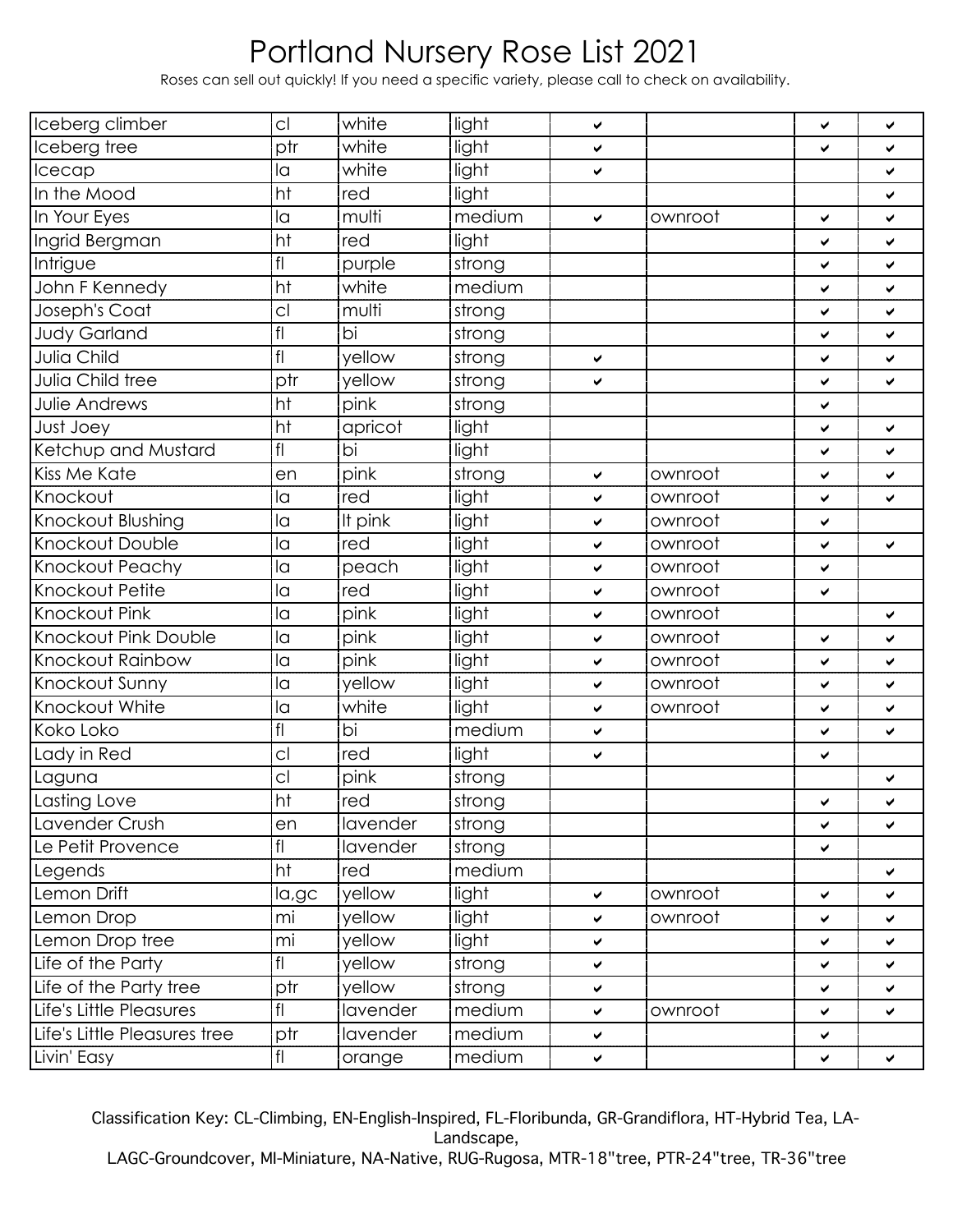# Portland Nursery Rose List 2021

Roses can sell out quickly! If you need a specific variety, please call to check on availability.

| | | | | | | | |
|---|---|---|---|---|---|---|---|
| Iceberg climber | cl | white | light | ✔ | | ✔ | ✔ |
| Iceberg tree | ptr | white | light | ✔ | | ✔ | ✔ |
| Icecap | la | white | light | ✔ | | | ✔ |
| In the Mood | ht | red | light | | | | ✔ |
| In Your Eyes | la | multi | medium | ✔ | ownroot | ✔ | ✔ |
| Ingrid Bergman | ht | red | light | | | ✔ | ✔ |
| Intrigue | fl | purple | strong | | | ✔ | ✔ |
| John F Kennedy | ht | white | medium | | | ✔ | ✔ |
| Joseph's Coat | cl | multi | strong | | | ✔ | ✔ |
| Judy Garland | fl | bi | strong | | | ✔ | ✔ |
| Julia Child | fl | yellow | strong | ✔ | | ✔ | ✔ |
| Julia Child tree | ptr | yellow | strong | ✔ | | ✔ | ✔ |
| Julie Andrews | ht | pink | strong | | | ✔ | |
| Just Joey | ht | apricot | light | | | ✔ | ✔ |
| Ketchup and Mustard | fl | bi | light | | | ✔ | ✔ |
| Kiss Me Kate | en | pink | strong | ✔ | ownroot | ✔ | ✔ |
| Knockout | la | red | light | ✔ | ownroot | ✔ | ✔ |
| Knockout Blushing | la | lt pink | light | ✔ | ownroot | ✔ | |
| Knockout Double | la | red | light | ✔ | ownroot | ✔ | ✔ |
| Knockout Peachy | la | peach | light | ✔ | ownroot | ✔ | |
| Knockout Petite | la | red | light | ✔ | ownroot | ✔ | |
| Knockout Pink | la | pink | light | ✔ | ownroot | | ✔ |
| Knockout Pink Double | la | pink | light | ✔ | ownroot | ✔ | ✔ |
| Knockout Rainbow | la | pink | light | ✔ | ownroot | ✔ | ✔ |
| Knockout Sunny | la | yellow | light | ✔ | ownroot | ✔ | ✔ |
| Knockout White | la | white | light | ✔ | ownroot | ✔ | ✔ |
| Koko Loko | fl | bi | medium | ✔ | | ✔ | ✔ |
| Lady in Red | cl | red | light | ✔ | | ✔ | |
| Laguna | cl | pink | strong | | | | ✔ |
| Lasting Love | ht | red | strong | | | ✔ | ✔ |
| Lavender Crush | en | lavender | strong | | | ✔ | ✔ |
| Le Petit Provence | fl | lavender | strong | | | ✔ | |
| Legends | ht | red | medium | | | | ✔ |
| Lemon Drift | la,gc | yellow | light | ✔ | ownroot | ✔ | ✔ |
| Lemon Drop | mi | yellow | light | ✔ | ownroot | ✔ | ✔ |
| Lemon Drop tree | mi | yellow | light | ✔ | | ✔ | ✔ |
| Life of the Party | fl | yellow | strong | ✔ | | ✔ | ✔ |
| Life of the Party tree | ptr | yellow | strong | ✔ | | ✔ | ✔ |
| Life's Little Pleasures | fl | lavender | medium | ✔ | ownroot | ✔ | ✔ |
| Life's Little Pleasures tree | ptr | lavender | medium | ✔ | | ✔ | |
| Livin' Easy | fl | orange | medium | ✔ | | ✔ | ✔ |

Classification Key: CL-Climbing, EN-English-Inspired, FL-Floribunda, GR-Grandiflora, HT-Hybrid Tea, LA-Landscape,
LAGC-Groundcover, MI-Miniature, NA-Native, RUG-Rugosa, MTR-18"tree, PTR-24"tree, TR-36"tree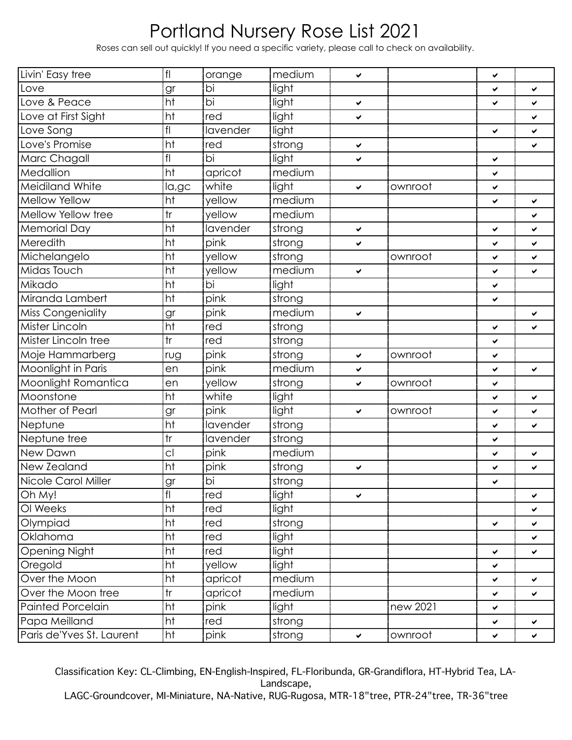# Portland Nursery Rose List 2021

Roses can sell out quickly! If you need a specific variety, please call to check on availability.

| | | | | | | | |
|---|---|---|---|---|---|---|---|
| Livin' Easy tree | fl | orange | medium | ✔ | | ✔ | |
| Love | gr | bi | light | | | ✔ | ✔ |
| Love & Peace | ht | bi | light | ✔ | | ✔ | ✔ |
| Love at First Sight | ht | red | light | ✔ | | | ✔ |
| Love Song | fl | lavender | light | | | ✔ | ✔ |
| Love's Promise | ht | red | strong | ✔ | | | ✔ |
| Marc Chagall | fl | bi | light | ✔ | | ✔ | |
| Medallion | ht | apricot | medium | | | ✔ | |
| Meidiland White | la,gc | white | light | ✔ | ownroot | ✔ | |
| Mellow Yellow | ht | yellow | medium | | | ✔ | ✔ |
| Mellow Yellow tree | tr | yellow | medium | | | | ✔ |
| Memorial Day | ht | lavender | strong | ✔ | | ✔ | ✔ |
| Meredith | ht | pink | strong | ✔ | | ✔ | ✔ |
| Michelangelo | ht | yellow | strong | | ownroot | ✔ | ✔ |
| Midas Touch | ht | yellow | medium | ✔ | | ✔ | ✔ |
| Mikado | ht | bi | light | | | ✔ | |
| Miranda Lambert | ht | pink | strong | | | ✔ | |
| Miss Congeniality | gr | pink | medium | ✔ | | | ✔ |
| Mister Lincoln | ht | red | strong | | | ✔ | ✔ |
| Mister Lincoln tree | tr | red | strong | | | ✔ | |
| Moje Hammarberg | rug | pink | strong | ✔ | ownroot | ✔ | |
| Moonlight in Paris | en | pink | medium | ✔ | | ✔ | ✔ |
| Moonlight Romantica | en | yellow | strong | ✔ | ownroot | ✔ | |
| Moonstone | ht | white | light | | | ✔ | ✔ |
| Mother of Pearl | gr | pink | light | ✔ | ownroot | ✔ | ✔ |
| Neptune | ht | lavender | strong | | | ✔ | ✔ |
| Neptune tree | tr | lavender | strong | | | ✔ | |
| New Dawn | cl | pink | medium | | | ✔ | ✔ |
| New Zealand | ht | pink | strong | ✔ | | ✔ | ✔ |
| Nicole Carol Miller | gr | bi | strong | | | ✔ | |
| Oh My! | fl | red | light | ✔ | | | ✔ |
| Ol Weeks | ht | red | light | | | | ✔ |
| Olympiad | ht | red | strong | | | ✔ | ✔ |
| Oklahoma | ht | red | light | | | | ✔ |
| Opening Night | ht | red | light | | | ✔ | ✔ |
| Oregold | ht | yellow | light | | | ✔ | |
| Over the Moon | ht | apricot | medium | | | ✔ | ✔ |
| Over the Moon tree | tr | apricot | medium | | | ✔ | ✔ |
| Painted Porcelain | ht | pink | light | | new 2021 | ✔ | |
| Papa Meilland | ht | red | strong | | | ✔ | ✔ |
| Paris de'Yves St. Laurent | ht | pink | strong | ✔ | ownroot | ✔ | ✔ |

Classification Key: CL-Climbing, EN-English-Inspired, FL-Floribunda, GR-Grandiflora, HT-Hybrid Tea, LA-Landscape, LAGC-Groundcover, MI-Miniature, NA-Native, RUG-Rugosa, MTR-18"tree, PTR-24"tree, TR-36"tree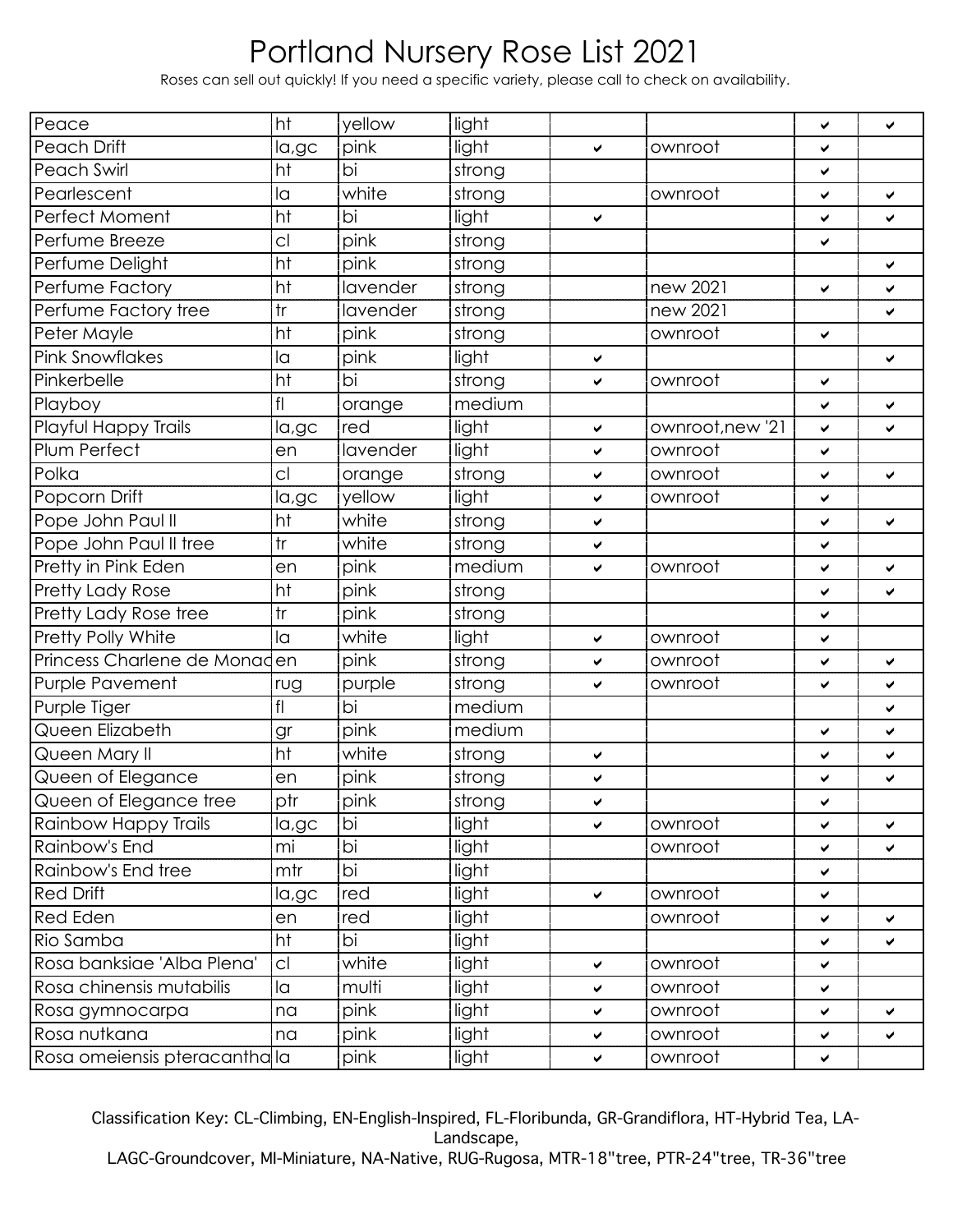# Portland Nursery Rose List 2021

Roses can sell out quickly! If you need a specific variety, please call to check on availability.

| | | | | | | | |
|---|---|---|---|---|---|---|---|
| Peace | ht | yellow | light | | | ✔ | ✔ |
| Peach Drift | la,gc | pink | light | ✔ | ownroot | ✔ | |
| Peach Swirl | ht | bi | strong | | | ✔ | |
| Pearlescent | la | white | strong | | ownroot | ✔ | ✔ |
| Perfect Moment | ht | bi | light | ✔ | | ✔ | ✔ |
| Perfume Breeze | cl | pink | strong | | | ✔ | |
| Perfume Delight | ht | pink | strong | | | | ✔ |
| Perfume Factory | ht | lavender | strong | | new 2021 | ✔ | ✔ |
| Perfume Factory tree | tr | lavender | strong | | new 2021 | | ✔ |
| Peter Mayle | ht | pink | strong | | ownroot | ✔ | |
| Pink Snowflakes | la | pink | light | ✔ | | | ✔ |
| Pinkerbelle | ht | bi | strong | ✔ | ownroot | ✔ | |
| Playboy | fl | orange | medium | | | ✔ | ✔ |
| Playful Happy Trails | la,gc | red | light | ✔ | ownroot,new '21 | ✔ | ✔ |
| Plum Perfect | en | lavender | light | ✔ | ownroot | ✔ | |
| Polka | cl | orange | strong | ✔ | ownroot | ✔ | ✔ |
| Popcorn Drift | la,gc | yellow | light | ✔ | ownroot | ✔ | |
| Pope John Paul II | ht | white | strong | ✔ | | ✔ | ✔ |
| Pope John Paul II tree | tr | white | strong | ✔ | | ✔ | |
| Pretty in Pink Eden | en | pink | medium | ✔ | ownroot | ✔ | ✔ |
| Pretty Lady Rose | ht | pink | strong | | | ✔ | ✔ |
| Pretty Lady Rose tree | tr | pink | strong | | | ✔ | |
| Pretty Polly White | la | white | light | ✔ | ownroot | ✔ | |
| Princess Charlene de Monac | en | pink | strong | ✔ | ownroot | ✔ | ✔ |
| Purple Pavement | rug | purple | strong | ✔ | ownroot | ✔ | ✔ |
| Purple Tiger | fl | bi | medium | | | | ✔ |
| Queen Elizabeth | gr | pink | medium | | | ✔ | ✔ |
| Queen Mary II | ht | white | strong | ✔ | | ✔ | ✔ |
| Queen of Elegance | en | pink | strong | ✔ | | ✔ | ✔ |
| Queen of Elegance tree | ptr | pink | strong | ✔ | | ✔ | |
| Rainbow Happy Trails | la,gc | bi | light | ✔ | ownroot | ✔ | ✔ |
| Rainbow's End | mi | bi | light | | ownroot | ✔ | ✔ |
| Rainbow's End tree | mtr | bi | light | | | ✔ | |
| Red Drift | la,gc | red | light | ✔ | ownroot | ✔ | |
| Red Eden | en | red | light | | ownroot | ✔ | ✔ |
| Rio Samba | ht | bi | light | | | ✔ | ✔ |
| Rosa banksiae 'Alba Plena' | cl | white | light | ✔ | ownroot | ✔ | |
| Rosa chinensis mutabilis | la | multi | light | ✔ | ownroot | ✔ | |
| Rosa gymnocarpa | na | pink | light | ✔ | ownroot | ✔ | ✔ |
| Rosa nutkana | na | pink | light | ✔ | ownroot | ✔ | ✔ |
| Rosa omeiensis pteracantha | la | pink | light | ✔ | ownroot | ✔ | |

Classification Key: CL-Climbing, EN-English-Inspired, FL-Floribunda, GR-Grandiflora, HT-Hybrid Tea, LA-Landscape,
LAGC-Groundcover, MI-Miniature, NA-Native, RUG-Rugosa, MTR-18"tree, PTR-24"tree, TR-36"tree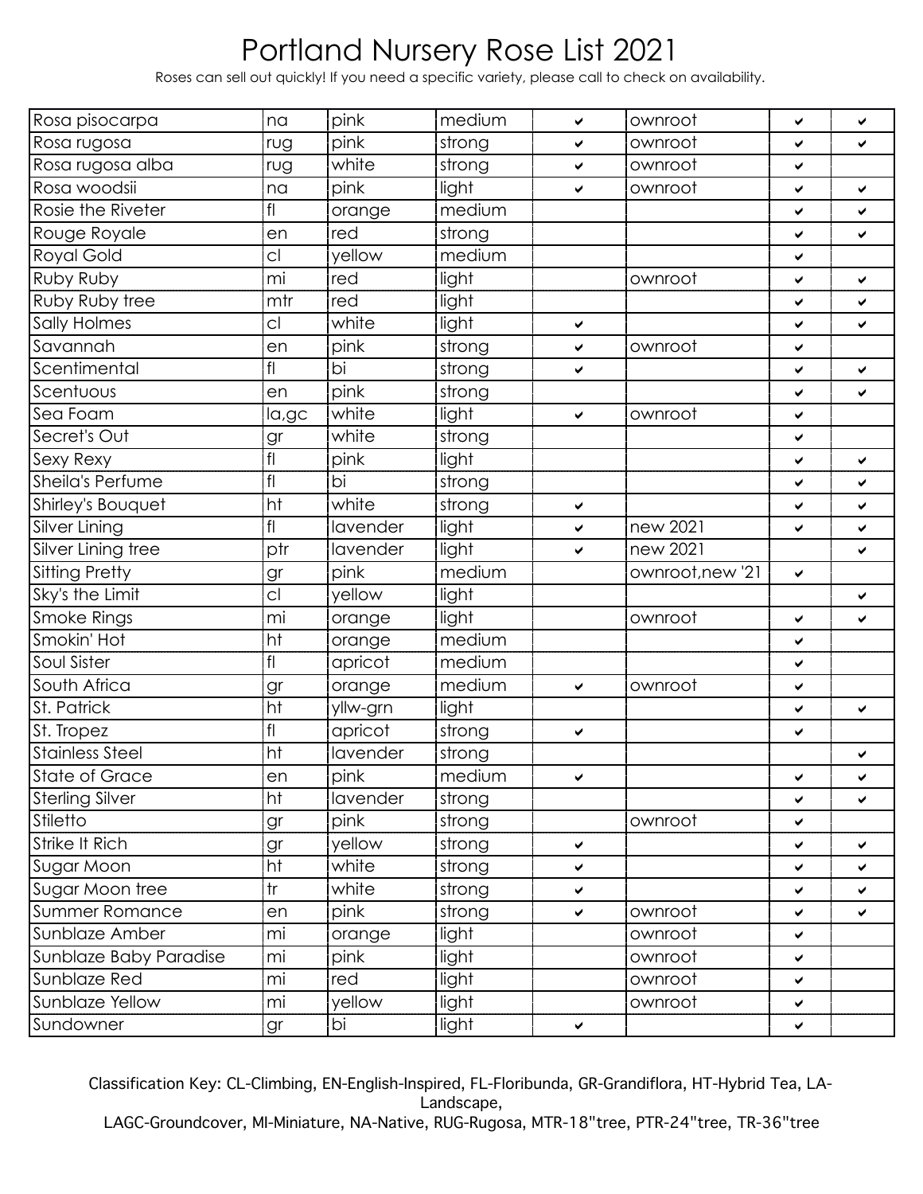# Portland Nursery Rose List 2021

Roses can sell out quickly! If you need a specific variety, please call to check on availability.

| | | | | | | | |
|---|---|---|---|---|---|---|---|
| Rosa pisocarpa | na | pink | medium | ✔ | ownroot | ✔ | ✔ |
| Rosa rugosa | rug | pink | strong | ✔ | ownroot | ✔ | ✔ |
| Rosa rugosa alba | rug | white | strong | ✔ | ownroot | ✔ | |
| Rosa woodsii | na | pink | light | ✔ | ownroot | ✔ | ✔ |
| Rosie the Riveter | fl | orange | medium | | | ✔ | ✔ |
| Rouge Royale | en | red | strong | | | ✔ | ✔ |
| Royal Gold | cl | yellow | medium | | | ✔ | |
| Ruby Ruby | mi | red | light | | ownroot | ✔ | ✔ |
| Ruby Ruby tree | mtr | red | light | | | ✔ | ✔ |
| Sally Holmes | cl | white | light | ✔ | | ✔ | ✔ |
| Savannah | en | pink | strong | ✔ | ownroot | ✔ | |
| Scentimental | fl | bi | strong | ✔ | | ✔ | ✔ |
| Scentuous | en | pink | strong | | | ✔ | ✔ |
| Sea Foam | la,gc | white | light | ✔ | ownroot | ✔ | |
| Secret's Out | gr | white | strong | | | ✔ | |
| Sexy Rexy | fl | pink | light | | | ✔ | ✔ |
| Sheila's Perfume | fl | bi | strong | | | ✔ | ✔ |
| Shirley's Bouquet | ht | white | strong | ✔ | | ✔ | ✔ |
| Silver Lining | fl | lavender | light | ✔ | new 2021 | ✔ | ✔ |
| Silver Lining tree | ptr | lavender | light | ✔ | new 2021 | | ✔ |
| Sitting Pretty | gr | pink | medium | | ownroot,new '21 | ✔ | |
| Sky's the Limit | cl | yellow | light | | | | ✔ |
| Smoke Rings | mi | orange | light | | ownroot | ✔ | ✔ |
| Smokin' Hot | ht | orange | medium | | | ✔ | |
| Soul Sister | fl | apricot | medium | | | ✔ | |
| South Africa | gr | orange | medium | ✔ | ownroot | ✔ | |
| St. Patrick | ht | yllw-grn | light | | | ✔ | ✔ |
| St. Tropez | fl | apricot | strong | ✔ | | ✔ | |
| Stainless Steel | ht | lavender | strong | | | | ✔ |
| State of Grace | en | pink | medium | ✔ | | ✔ | ✔ |
| Sterling Silver | ht | lavender | strong | | | ✔ | ✔ |
| Stiletto | gr | pink | strong | | ownroot | ✔ | |
| Strike It Rich | gr | yellow | strong | ✔ | | ✔ | ✔ |
| Sugar Moon | ht | white | strong | ✔ | | ✔ | ✔ |
| Sugar Moon tree | tr | white | strong | ✔ | | ✔ | ✔ |
| Summer Romance | en | pink | strong | ✔ | ownroot | ✔ | ✔ |
| Sunblaze Amber | mi | orange | light | | ownroot | ✔ | |
| Sunblaze Baby Paradise | mi | pink | light | | ownroot | ✔ | |
| Sunblaze Red | mi | red | light | | ownroot | ✔ | |
| Sunblaze Yellow | mi | yellow | light | | ownroot | ✔ | |
| Sundowner | gr | bi | light | ✔ | | ✔ | |

Classification Key: CL-Climbing, EN-English-Inspired, FL-Floribunda, GR-Grandiflora, HT-Hybrid Tea, LA-Landscape,
LAGC-Groundcover, MI-Miniature, NA-Native, RUG-Rugosa, MTR-18"tree, PTR-24"tree, TR-36"tree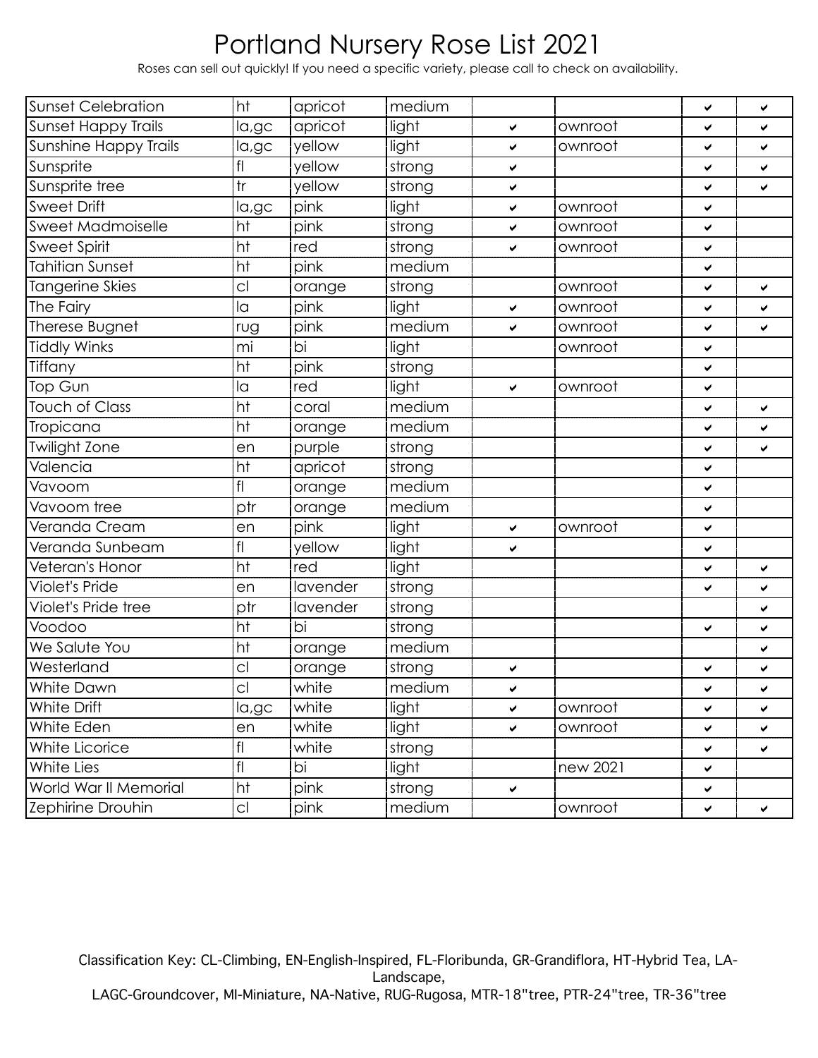# Portland Nursery Rose List 2021

Roses can sell out quickly! If you need a specific variety, please call to check on availability.

| | | | | | | | |
|---|---|---|---|---|---|---|---|
| Sunset Celebration | ht | apricot | medium | | | ✔ | ✔ |
| Sunset Happy Trails | la,gc | apricot | light | ✔ | ownroot | ✔ | ✔ |
| Sunshine Happy Trails | la,gc | yellow | light | ✔ | ownroot | ✔ | ✔ |
| Sunsprite | fl | yellow | strong | ✔ | | ✔ | ✔ |
| Sunsprite tree | tr | yellow | strong | ✔ | | ✔ | ✔ |
| Sweet Drift | la,gc | pink | light | ✔ | ownroot | ✔ | |
| Sweet Madmoiselle | ht | pink | strong | ✔ | ownroot | ✔ | |
| Sweet Spirit | ht | red | strong | ✔ | ownroot | ✔ | |
| Tahitian Sunset | ht | pink | medium | | | ✔ | |
| Tangerine Skies | cl | orange | strong | | ownroot | ✔ | ✔ |
| The Fairy | la | pink | light | ✔ | ownroot | ✔ | ✔ |
| Therese Bugnet | rug | pink | medium | ✔ | ownroot | ✔ | ✔ |
| Tiddly Winks | mi | bi | light | | ownroot | ✔ | |
| Tiffany | ht | pink | strong | | | ✔ | |
| Top Gun | la | red | light | ✔ | ownroot | ✔ | |
| Touch of Class | ht | coral | medium | | | ✔ | ✔ |
| Tropicana | ht | orange | medium | | | ✔ | ✔ |
| Twilight Zone | en | purple | strong | | | ✔ | ✔ |
| Valencia | ht | apricot | strong | | | ✔ | |
| Vavoom | fl | orange | medium | | | ✔ | |
| Vavoom tree | ptr | orange | medium | | | ✔ | |
| Veranda Cream | en | pink | light | ✔ | ownroot | ✔ | |
| Veranda Sunbeam | fl | yellow | light | ✔ | | ✔ | |
| Veteran's Honor | ht | red | light | | | ✔ | ✔ |
| Violet's Pride | en | lavender | strong | | | ✔ | ✔ |
| Violet's Pride tree | ptr | lavender | strong | | | | ✔ |
| Voodoo | ht | bi | strong | | | ✔ | ✔ |
| We Salute You | ht | orange | medium | | | | ✔ |
| Westerland | cl | orange | strong | ✔ | | ✔ | ✔ |
| White Dawn | cl | white | medium | ✔ | | ✔ | ✔ |
| White Drift | la,gc | white | light | ✔ | ownroot | ✔ | ✔ |
| White Eden | en | white | light | ✔ | ownroot | ✔ | ✔ |
| White Licorice | fl | white | strong | | | ✔ | ✔ |
| White Lies | fl | bi | light | | new 2021 | ✔ | |
| World War II Memorial | ht | pink | strong | ✔ | | ✔ | |
| Zephirine Drouhin | cl | pink | medium | | ownroot | ✔ | ✔ |

Classification Key: CL-Climbing, EN-English-Inspired, FL-Floribunda, GR-Grandiflora, HT-Hybrid Tea, LA-Landscape,
LAGC-Groundcover, MI-Miniature, NA-Native, RUG-Rugosa, MTR-18"tree, PTR-24"tree, TR-36"tree